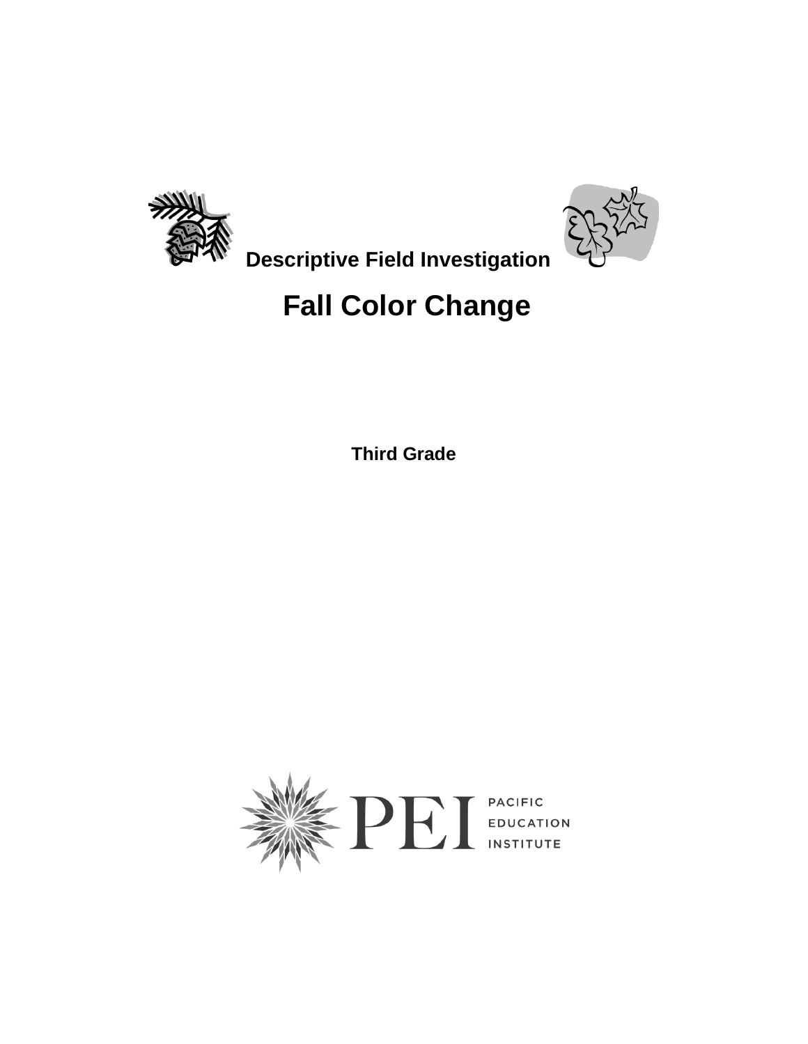**Descriptive Field Investigation**

# Fall Color Change

**Third Grade**

PEI PACIFIC EDUCATION INSTITUTE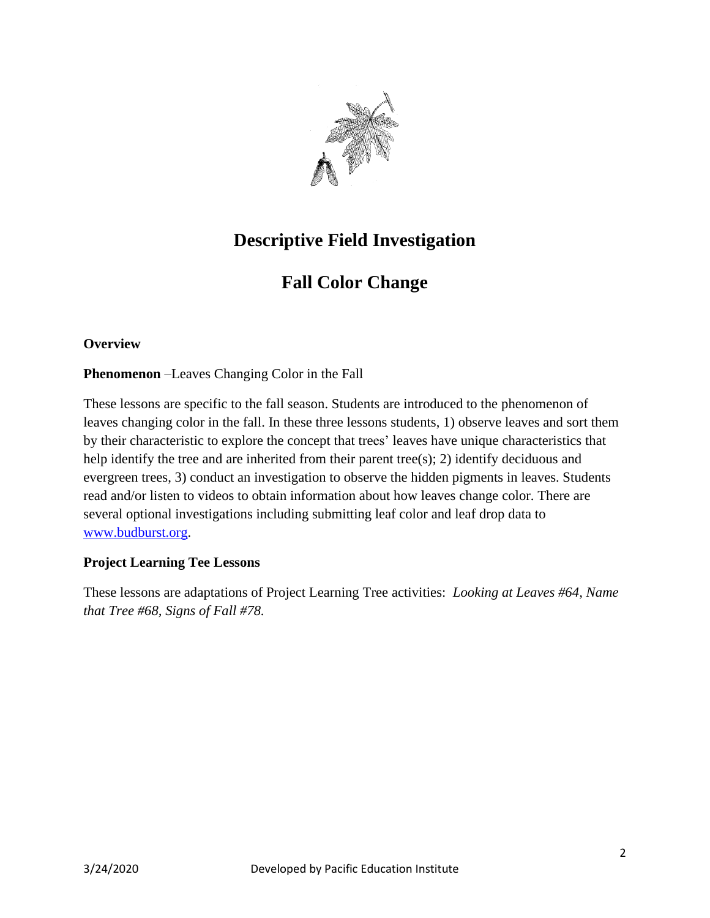# Descriptive Field Investigation

## Fall Color Change

**Overview**

**Phenomenon** –Leaves Changing Color in the Fall

These lessons are specific to the fall season. Students are introduced to the phenomenon of leaves changing color in the fall. In these three lessons students, 1) observe leaves and sort them by their characteristic to explore the concept that trees' leaves have unique characteristics that help identify the tree and are inherited from their parent tree(s); 2) identify deciduous and evergreen trees, 3) conduct an investigation to observe the hidden pigments in leaves. Students read and/or listen to videos to obtain information about how leaves change color. There are several optional investigations including submitting leaf color and leaf drop data to [www.budburst.org](http://www.budburst.org).

**Project Learning Tee Lessons**

These lessons are adaptations of Project Learning Tree activities: *Looking at Leaves #64, Name that Tree #68, Signs of Fall #78.*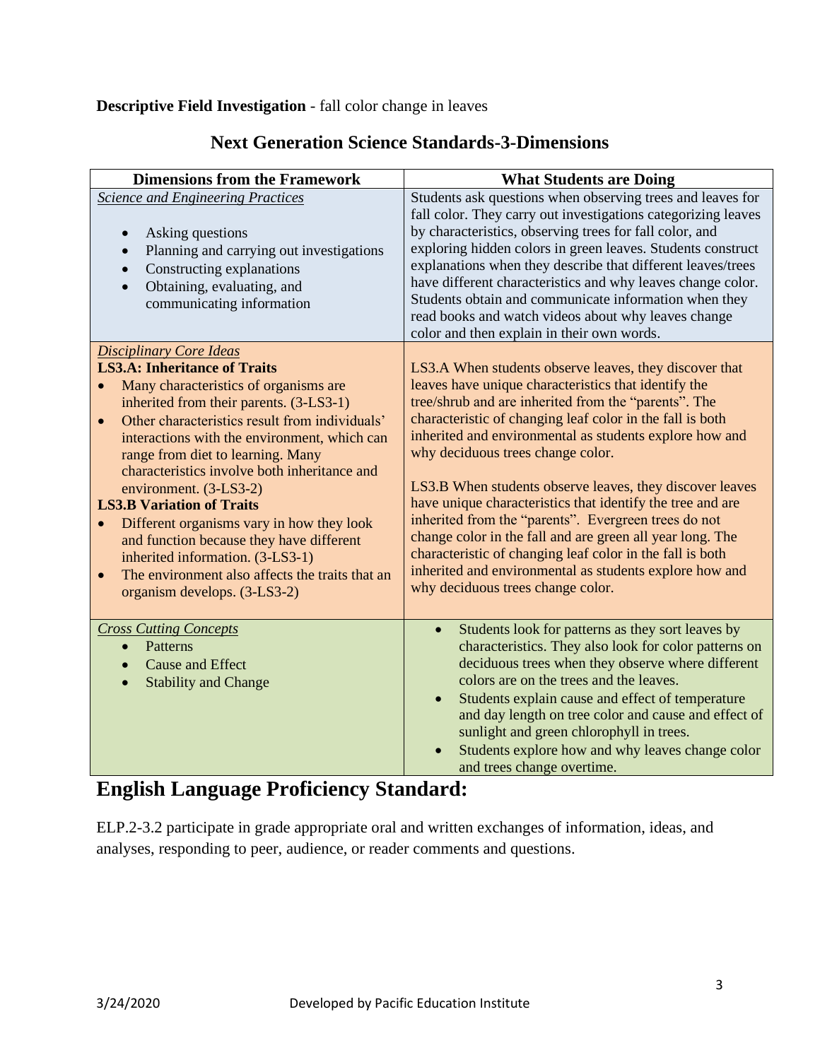**Descriptive Field Investigation** - fall color change in leaves

## Next Generation Science Standards-3-Dimensions

| Dimensions from the Framework | What Students are Doing |
|---|---|
| *Science and Engineering Practices*<br>• Asking questions<br>• Planning and carrying out investigations<br>• Constructing explanations<br>• Obtaining, evaluating, and communicating information | Students ask questions when observing trees and leaves for fall color. They carry out investigations categorizing leaves by characteristics, observing trees for fall color, and exploring hidden colors in green leaves. Students construct explanations when they describe that different leaves/trees have different characteristics and why leaves change color. Students obtain and communicate information when they read books and watch videos about why leaves change color and then explain in their own words. |
| *Disciplinary Core Ideas*<br>**LS3.A: Inheritance of Traits**<br>• Many characteristics of organisms are inherited from their parents. (3-LS3-1)<br>• Other characteristics result from individuals' interactions with the environment, which can range from diet to learning. Many characteristics involve both inheritance and environment. (3-LS3-2)<br>**LS3.B Variation of Traits**<br>• Different organisms vary in how they look and function because they have different inherited information. (3-LS3-1)<br>• The environment also affects the traits that an organism develops. (3-LS3-2) | LS3.A When students observe leaves, they discover that leaves have unique characteristics that identify the tree/shrub and are inherited from the "parents". The characteristic of changing leaf color in the fall is both inherited and environmental as students explore how and why deciduous trees change color.<br><br>LS3.B When students observe leaves, they discover leaves have unique characteristics that identify the tree and are inherited from the "parents". Evergreen trees do not change color in the fall and are green all year long. The characteristic of changing leaf color in the fall is both inherited and environmental as students explore how and why deciduous trees change color. |
| *Cross Cutting Concepts*<br>• Patterns<br>• Cause and Effect<br>• Stability and Change | • Students look for patterns as they sort leaves by characteristics. They also look for color patterns on deciduous trees when they observe where different colors are on the trees and the leaves.<br>• Students explain cause and effect of temperature and day length on tree color and cause and effect of sunlight and green chlorophyll in trees.<br>• Students explore how and why leaves change color and trees change overtime. |

# English Language Proficiency Standard:

ELP.2-3.2 participate in grade appropriate oral and written exchanges of information, ideas, and analyses, responding to peer, audience, or reader comments and questions.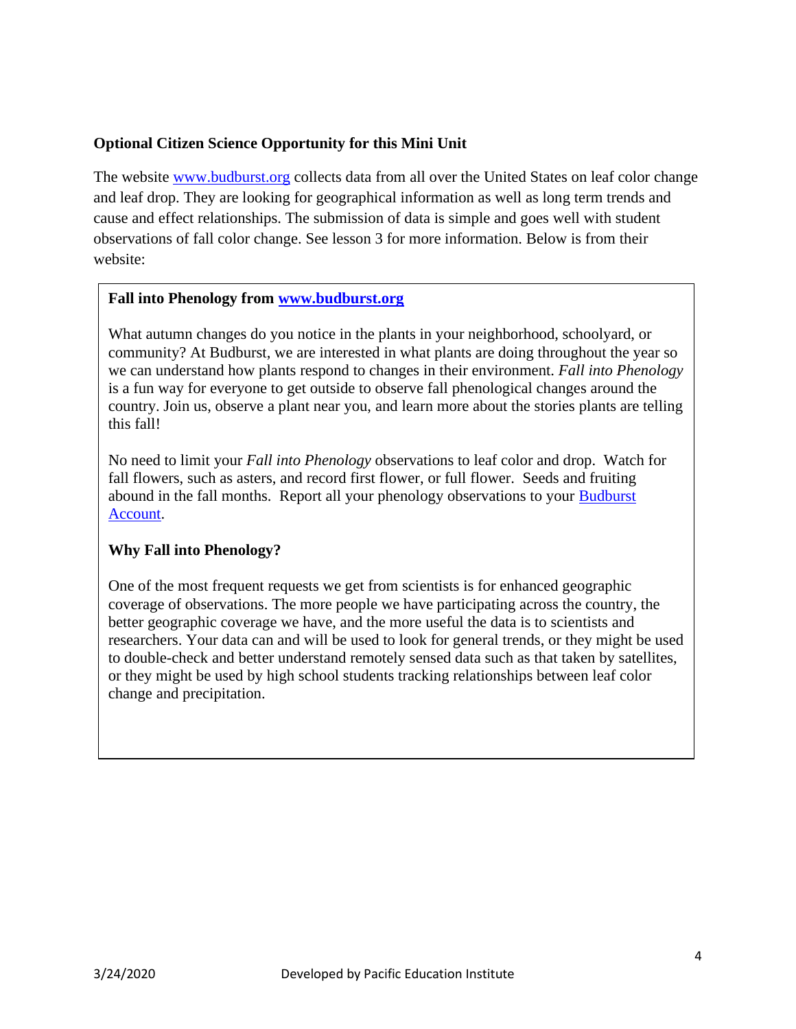**Optional Citizen Science Opportunity for this Mini Unit**

The website www.budburst.org collects data from all over the United States on leaf color change and leaf drop. They are looking for geographical information as well as long term trends and cause and effect relationships. The submission of data is simple and goes well with student observations of fall color change. See lesson 3 for more information. Below is from their website:

> **Fall into Phenology from www.budburst.org**
>
> What autumn changes do you notice in the plants in your neighborhood, schoolyard, or community? At Budburst, we are interested in what plants are doing throughout the year so we can understand how plants respond to changes in their environment. *Fall into Phenology* is a fun way for everyone to get outside to observe fall phenological changes around the country. Join us, observe a plant near you, and learn more about the stories plants are telling this fall!
>
> No need to limit your *Fall into Phenology* observations to leaf color and drop. Watch for fall flowers, such as asters, and record first flower, or full flower. Seeds and fruiting abound in the fall months. Report all your phenology observations to your Budburst Account.
>
> **Why Fall into Phenology?**
>
> One of the most frequent requests we get from scientists is for enhanced geographic coverage of observations. The more people we have participating across the country, the better geographic coverage we have, and the more useful the data is to scientists and researchers. Your data can and will be used to look for general trends, or they might be used to double-check and better understand remotely sensed data such as that taken by satellites, or they might be used by high school students tracking relationships between leaf color change and precipitation.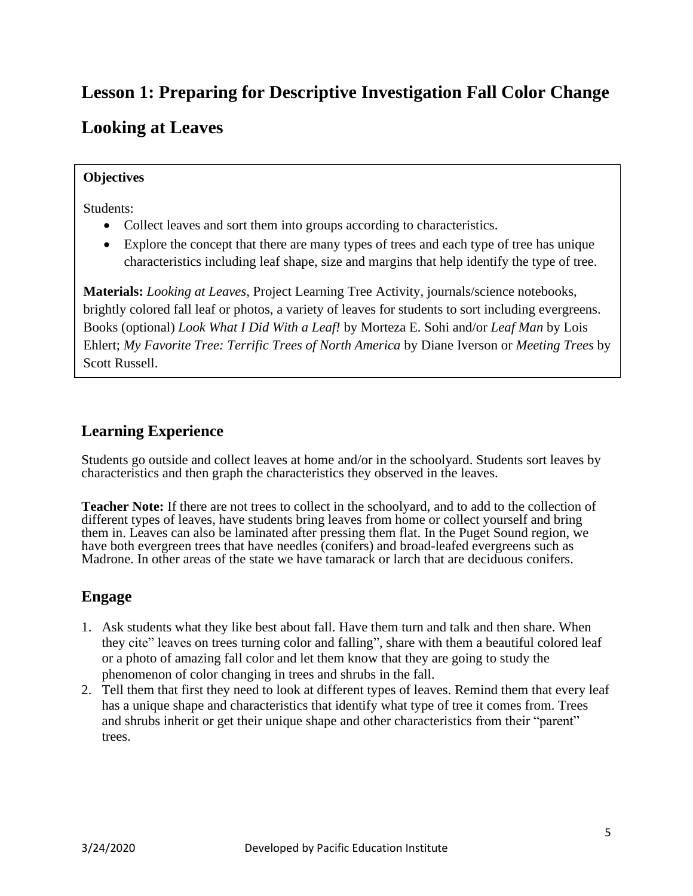# Lesson 1: Preparing for Descriptive Investigation Fall Color Change

# Looking at Leaves

**Objectives**

Students:

- Collect leaves and sort them into groups according to characteristics.
- Explore the concept that there are many types of trees and each type of tree has unique characteristics including leaf shape, size and margins that help identify the type of tree.

**Materials:** *Looking at Leaves*, Project Learning Tree Activity, journals/science notebooks, brightly colored fall leaf or photos, a variety of leaves for students to sort including evergreens. Books (optional) *Look What I Did With a Leaf!* by Morteza E. Sohi and/or *Leaf Man* by Lois Ehlert; *My Favorite Tree: Terrific Trees of North America* by Diane Iverson or *Meeting Trees* by Scott Russell.

## Learning Experience

Students go outside and collect leaves at home and/or in the schoolyard. Students sort leaves by characteristics and then graph the characteristics they observed in the leaves.

**Teacher Note:** If there are not trees to collect in the schoolyard, and to add to the collection of different types of leaves, have students bring leaves from home or collect yourself and bring them in. Leaves can also be laminated after pressing them flat. In the Puget Sound region, we have both evergreen trees that have needles (conifers) and broad-leafed evergreens such as Madrone. In other areas of the state we have tamarack or larch that are deciduous conifers.

## Engage

1. Ask students what they like best about fall. Have them turn and talk and then share. When they cite" leaves on trees turning color and falling", share with them a beautiful colored leaf or a photo of amazing fall color and let them know that they are going to study the phenomenon of color changing in trees and shrubs in the fall.
2. Tell them that first they need to look at different types of leaves. Remind them that every leaf has a unique shape and characteristics that identify what type of tree it comes from. Trees and shrubs inherit or get their unique shape and other characteristics from their "parent" trees.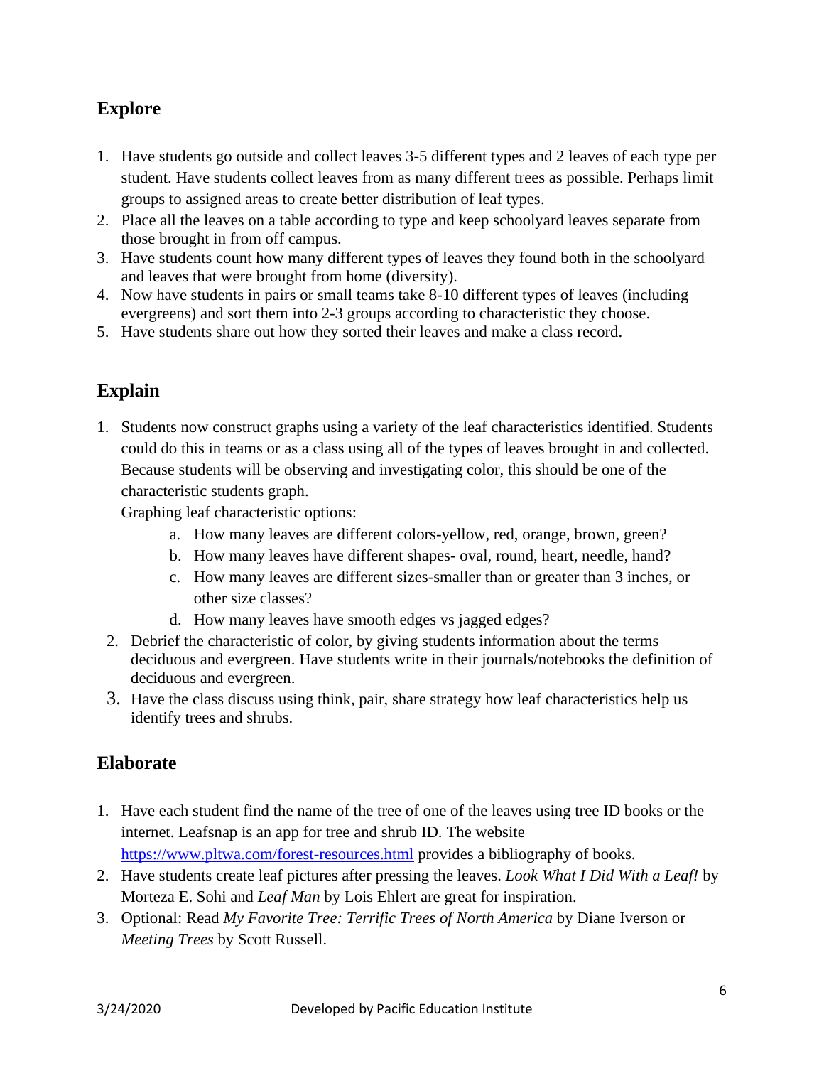## Explore

1. Have students go outside and collect leaves 3-5 different types and 2 leaves of each type per student. Have students collect leaves from as many different trees as possible. Perhaps limit groups to assigned areas to create better distribution of leaf types.
2. Place all the leaves on a table according to type and keep schoolyard leaves separate from those brought in from off campus.
3. Have students count how many different types of leaves they found both in the schoolyard and leaves that were brought from home (diversity).
4. Now have students in pairs or small teams take 8-10 different types of leaves (including evergreens) and sort them into 2-3 groups according to characteristic they choose.
5. Have students share out how they sorted their leaves and make a class record.

## Explain

1. Students now construct graphs using a variety of the leaf characteristics identified. Students could do this in teams or as a class using all of the types of leaves brought in and collected. Because students will be observing and investigating color, this should be one of the characteristic students graph.

   Graphing leaf characteristic options:

   a. How many leaves are different colors-yellow, red, orange, brown, green?
   b. How many leaves have different shapes- oval, round, heart, needle, hand?
   c. How many leaves are different sizes-smaller than or greater than 3 inches, or other size classes?
   d. How many leaves have smooth edges vs jagged edges?
2. Debrief the characteristic of color, by giving students information about the terms deciduous and evergreen. Have students write in their journals/notebooks the definition of deciduous and evergreen.
3. Have the class discuss using think, pair, share strategy how leaf characteristics help us identify trees and shrubs.

## Elaborate

1. Have each student find the name of the tree of one of the leaves using tree ID books or the internet. Leafsnap is an app for tree and shrub ID. The website https://www.pltwa.com/forest-resources.html provides a bibliography of books.
2. Have students create leaf pictures after pressing the leaves. *Look What I Did With a Leaf!* by Morteza E. Sohi and *Leaf Man* by Lois Ehlert are great for inspiration.
3. Optional: Read *My Favorite Tree: Terrific Trees of North America* by Diane Iverson or *Meeting Trees* by Scott Russell.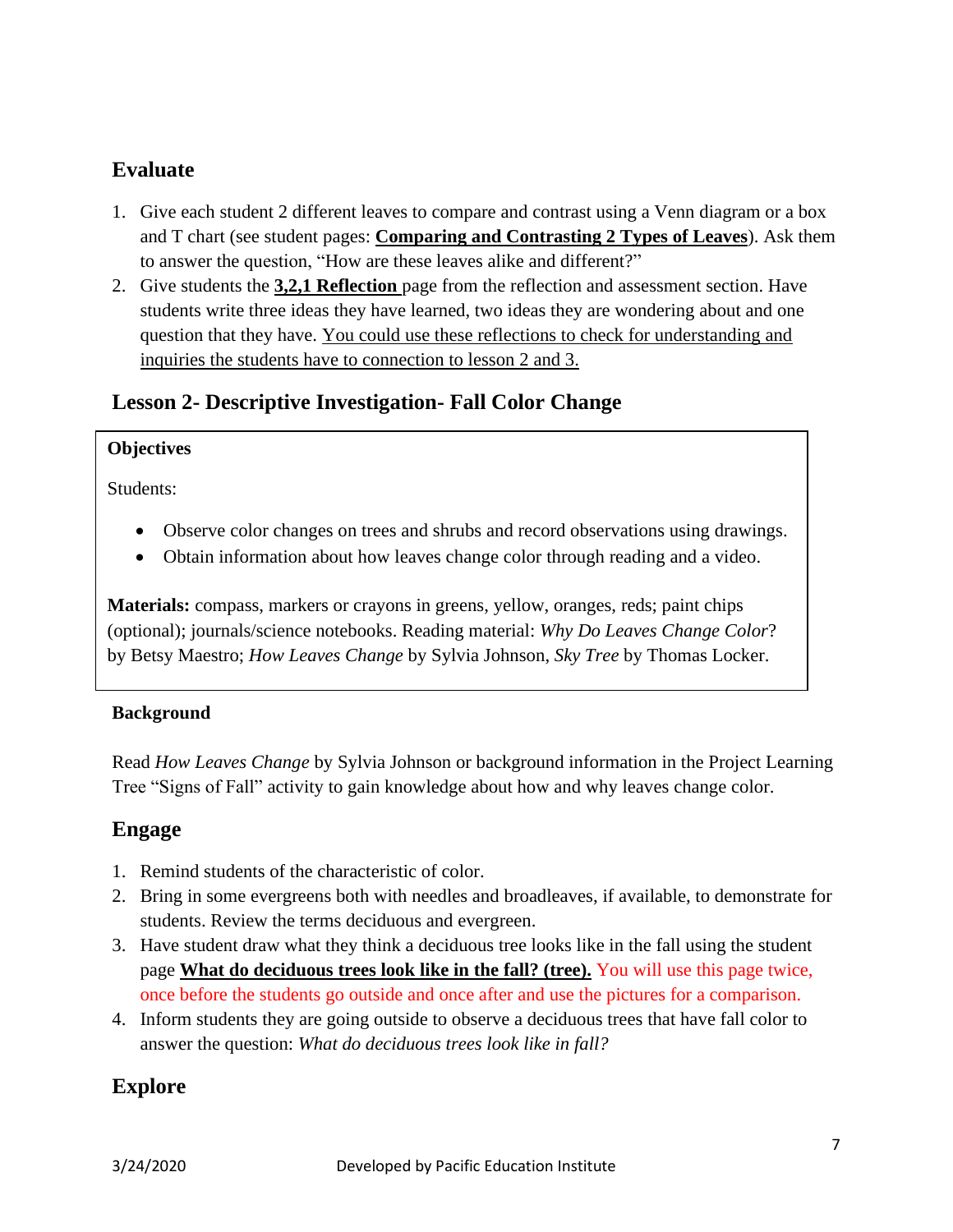## Evaluate

1. Give each student 2 different leaves to compare and contrast using a Venn diagram or a box and T chart (see student pages: **Comparing and Contrasting 2 Types of Leaves**). Ask them to answer the question, "How are these leaves alike and different?"
2. Give students the **3,2,1 Reflection** page from the reflection and assessment section. Have students write three ideas they have learned, two ideas they are wondering about and one question that they have. You could use these reflections to check for understanding and inquiries the students have to connection to lesson 2 and 3.

## Lesson 2- Descriptive Investigation- Fall Color Change

**Objectives**

Students:

- Observe color changes on trees and shrubs and record observations using drawings.
- Obtain information about how leaves change color through reading and a video.

**Materials:** compass, markers or crayons in greens, yellow, oranges, reds; paint chips (optional); journals/science notebooks. Reading material: *Why Do Leaves Change Color*? by Betsy Maestro; *How Leaves Change* by Sylvia Johnson, *Sky Tree* by Thomas Locker.

**Background**

Read *How Leaves Change* by Sylvia Johnson or background information in the Project Learning Tree "Signs of Fall" activity to gain knowledge about how and why leaves change color.

## Engage

1. Remind students of the characteristic of color.
2. Bring in some evergreens both with needles and broadleaves, if available, to demonstrate for students. Review the terms deciduous and evergreen.
3. Have student draw what they think a deciduous tree looks like in the fall using the student page **What do deciduous trees look like in the fall? (tree).** You will use this page twice, once before the students go outside and once after and use the pictures for a comparison.
4. Inform students they are going outside to observe a deciduous trees that have fall color to answer the question: *What do deciduous trees look like in fall?*

## Explore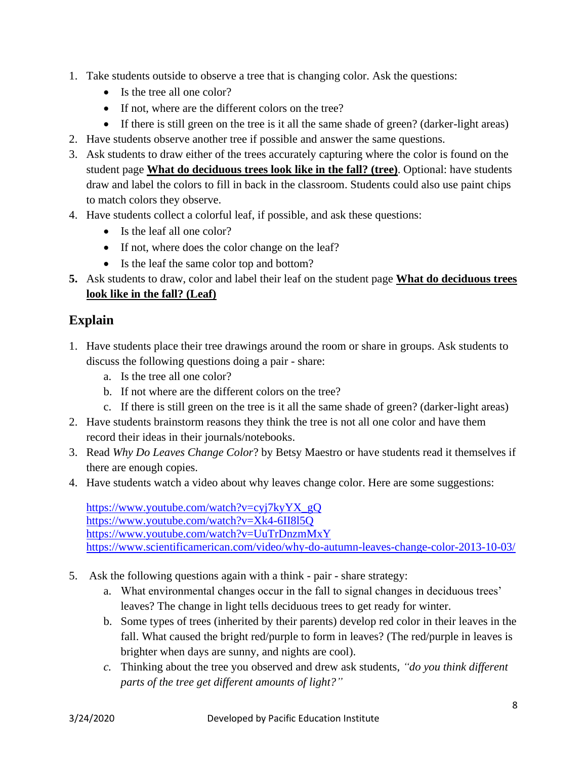1. Take students outside to observe a tree that is changing color. Ask the questions:
   - Is the tree all one color?
   - If not, where are the different colors on the tree?
   - If there is still green on the tree is it all the same shade of green? (darker-light areas)
2. Have students observe another tree if possible and answer the same questions.
3. Ask students to draw either of the trees accurately capturing where the color is found on the student page **What do deciduous trees look like in the fall? (tree)**. Optional: have students draw and label the colors to fill in back in the classroom. Students could also use paint chips to match colors they observe.
4. Have students collect a colorful leaf, if possible, and ask these questions:
   - Is the leaf all one color?
   - If not, where does the color change on the leaf?
   - Is the leaf the same color top and bottom?
5. Ask students to draw, color and label their leaf on the student page **What do deciduous trees look like in the fall? (Leaf)**

## Explain

1. Have students place their tree drawings around the room or share in groups. Ask students to discuss the following questions doing a pair - share:
   a. Is the tree all one color?
   b. If not where are the different colors on the tree?
   c. If there is still green on the tree is it all the same shade of green? (darker-light areas)
2. Have students brainstorm reasons they think the tree is not all one color and have them record their ideas in their journals/notebooks.
3. Read *Why Do Leaves Change Color*? by Betsy Maestro or have students read it themselves if there are enough copies.
4. Have students watch a video about why leaves change color. Here are some suggestions:

   https://www.youtube.com/watch?v=cyj7kyYX_gQ
   https://www.youtube.com/watch?v=Xk4-6II8l5Q
   https://www.youtube.com/watch?v=UuTrDnzmMxY
   https://www.scientificamerican.com/video/why-do-autumn-leaves-change-color-2013-10-03/

5. Ask the following questions again with a think - pair - share strategy:
   a. What environmental changes occur in the fall to signal changes in deciduous trees' leaves? The change in light tells deciduous trees to get ready for winter.
   b. Some types of trees (inherited by their parents) develop red color in their leaves in the fall. What caused the bright red/purple to form in leaves? (The red/purple in leaves is brighter when days are sunny, and nights are cool).
   c. Thinking about the tree you observed and drew ask students, *"do you think different parts of the tree get different amounts of light?"*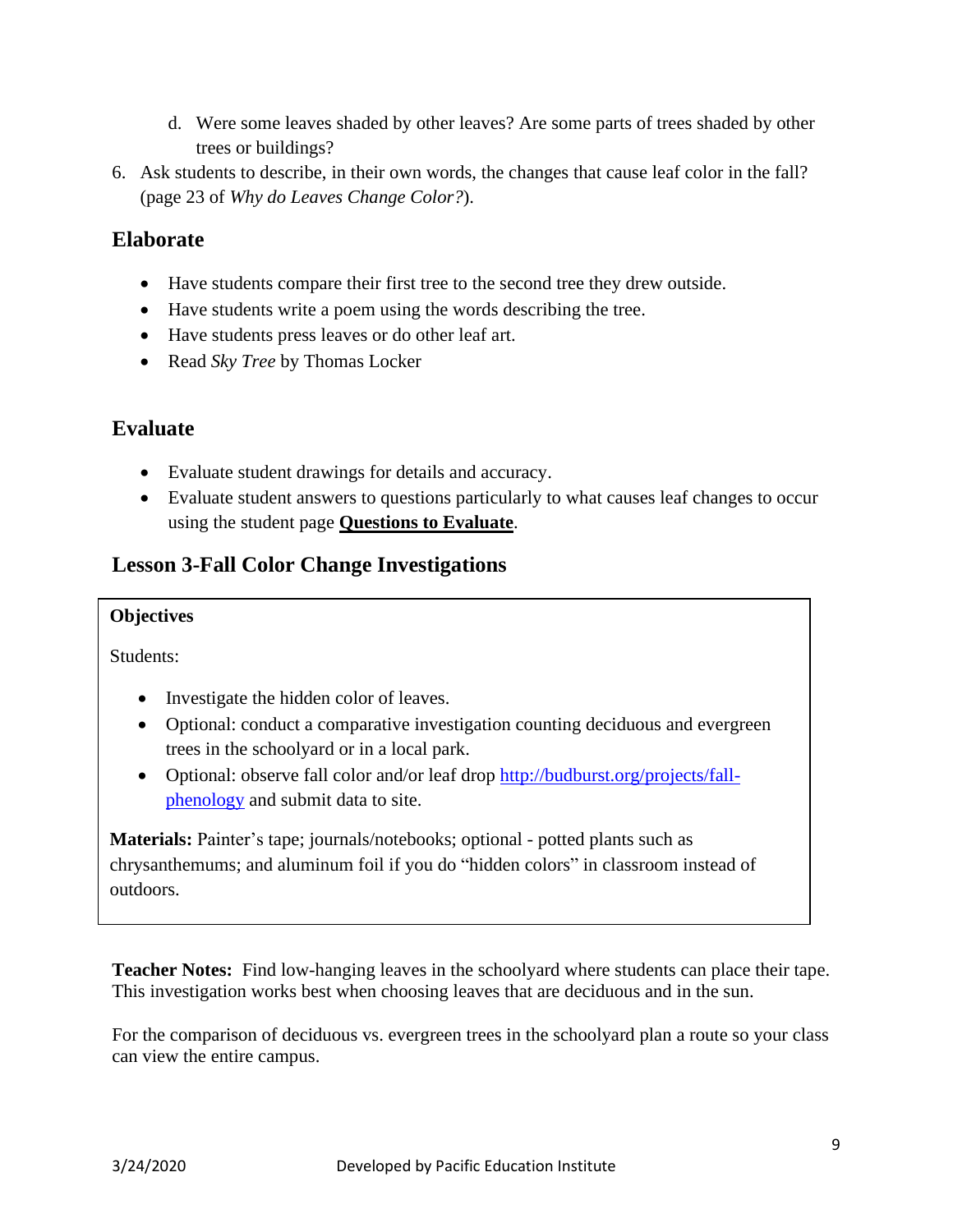d. Were some leaves shaded by other leaves? Are some parts of trees shaded by other trees or buildings?

6. Ask students to describe, in their own words, the changes that cause leaf color in the fall? (page 23 of *Why do Leaves Change Color?*).

## Elaborate

- Have students compare their first tree to the second tree they drew outside.
- Have students write a poem using the words describing the tree.
- Have students press leaves or do other leaf art.
- Read *Sky Tree* by Thomas Locker

## Evaluate

- Evaluate student drawings for details and accuracy.
- Evaluate student answers to questions particularly to what causes leaf changes to occur using the student page **Questions to Evaluate**.

## Lesson 3-Fall Color Change Investigations

**Objectives**

Students:

- Investigate the hidden color of leaves.
- Optional: conduct a comparative investigation counting deciduous and evergreen trees in the schoolyard or in a local park.
- Optional: observe fall color and/or leaf drop [http://budburst.org/projects/fall-phenology](http://budburst.org/projects/fall-phenology) and submit data to site.

**Materials:** Painter's tape; journals/notebooks; optional - potted plants such as chrysanthemums; and aluminum foil if you do "hidden colors" in classroom instead of outdoors.

**Teacher Notes:** Find low-hanging leaves in the schoolyard where students can place their tape. This investigation works best when choosing leaves that are deciduous and in the sun.

For the comparison of deciduous vs. evergreen trees in the schoolyard plan a route so your class can view the entire campus.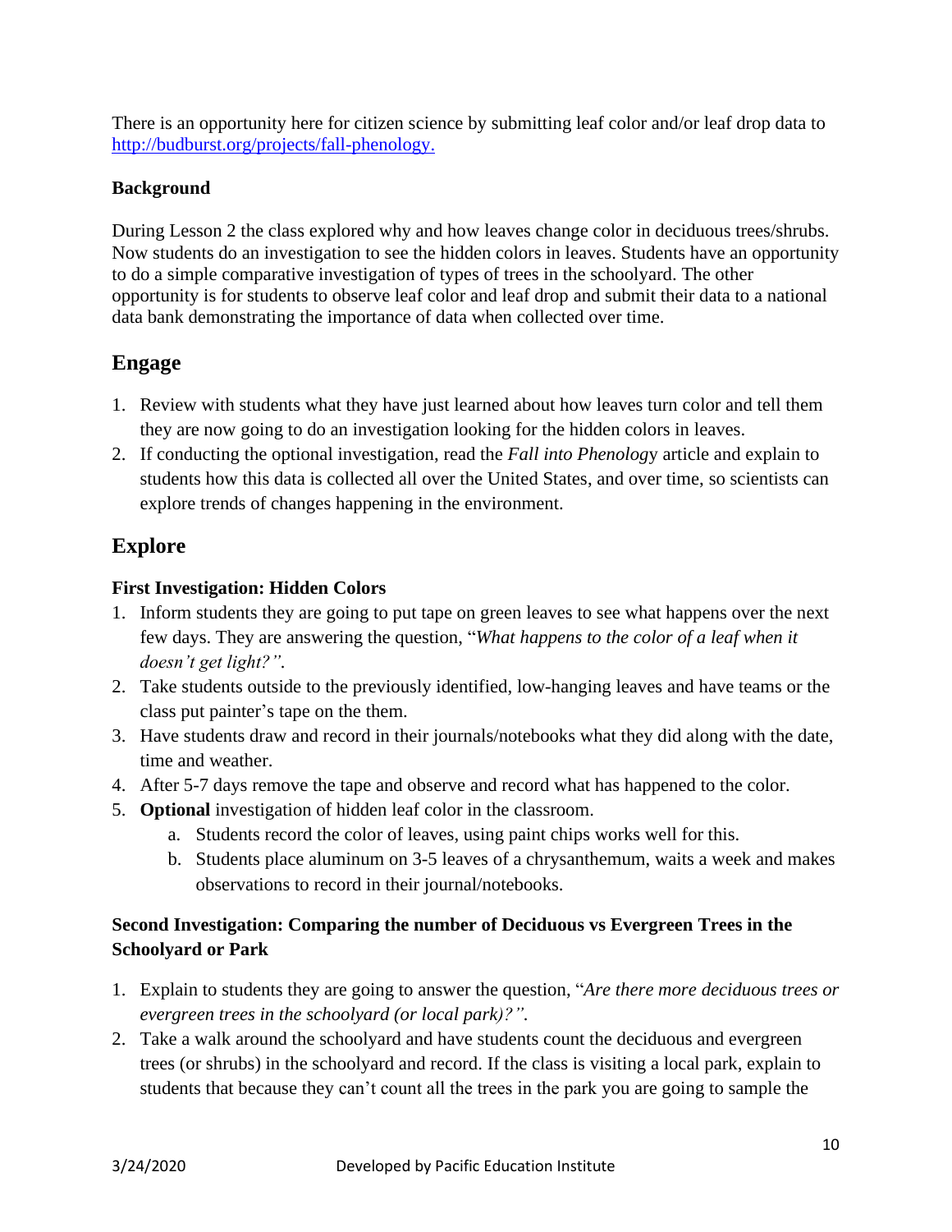There is an opportunity here for citizen science by submitting leaf color and/or leaf drop data to [http://budburst.org/projects/fall-phenology.](http://budburst.org/projects/fall-phenology)

**Background**

During Lesson 2 the class explored why and how leaves change color in deciduous trees/shrubs. Now students do an investigation to see the hidden colors in leaves. Students have an opportunity to do a simple comparative investigation of types of trees in the schoolyard. The other opportunity is for students to observe leaf color and leaf drop and submit their data to a national data bank demonstrating the importance of data when collected over time.

## Engage

1. Review with students what they have just learned about how leaves turn color and tell them they are now going to do an investigation looking for the hidden colors in leaves.
2. If conducting the optional investigation, read the *Fall into Phenology* article and explain to students how this data is collected all over the United States, and over time, so scientists can explore trends of changes happening in the environment.

## Explore

### First Investigation: Hidden Colors

1. Inform students they are going to put tape on green leaves to see what happens over the next few days. They are answering the question, "*What happens to the color of a leaf when it doesn't get light?"*.
2. Take students outside to the previously identified, low-hanging leaves and have teams or the class put painter's tape on the them.
3. Have students draw and record in their journals/notebooks what they did along with the date, time and weather.
4. After 5-7 days remove the tape and observe and record what has happened to the color.
5. **Optional** investigation of hidden leaf color in the classroom.
    a. Students record the color of leaves, using paint chips works well for this.
    b. Students place aluminum on 3-5 leaves of a chrysanthemum, waits a week and makes observations to record in their journal/notebooks.

### Second Investigation: Comparing the number of Deciduous vs Evergreen Trees in the Schoolyard or Park

1. Explain to students they are going to answer the question, "*Are there more deciduous trees or evergreen trees in the schoolyard (or local park)?"*.
2. Take a walk around the schoolyard and have students count the deciduous and evergreen trees (or shrubs) in the schoolyard and record. If the class is visiting a local park, explain to students that because they can't count all the trees in the park you are going to sample the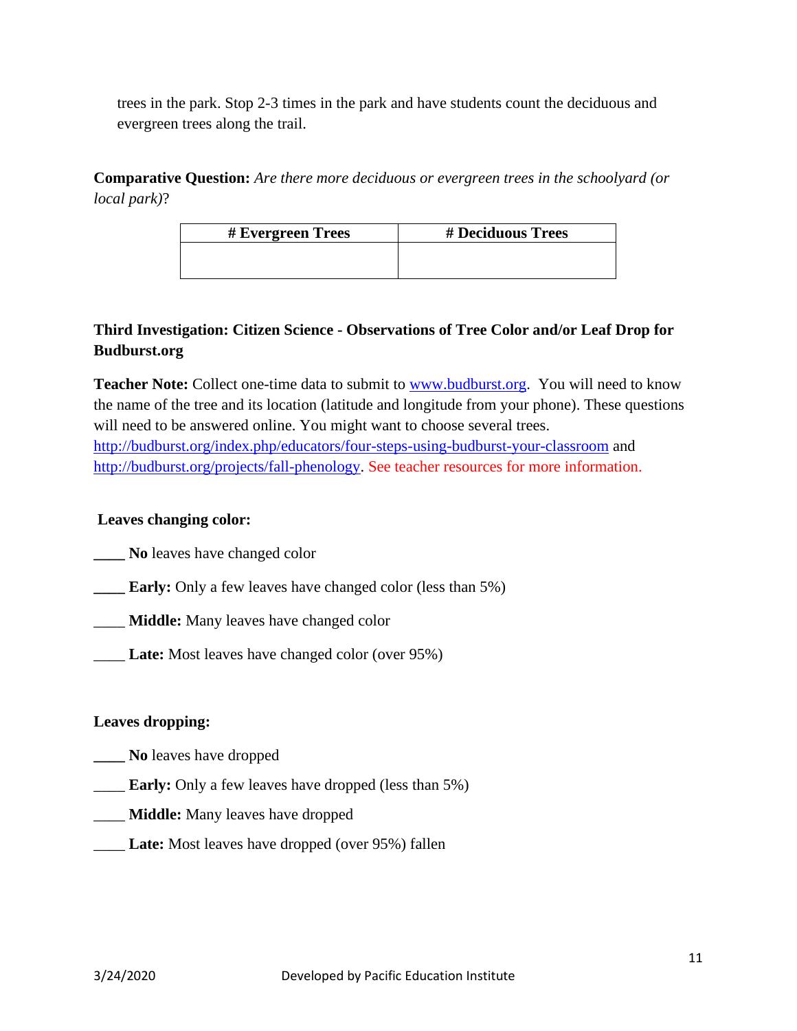trees in the park. Stop 2-3 times in the park and have students count the deciduous and evergreen trees along the trail.

**Comparative Question:** *Are there more deciduous or evergreen trees in the schoolyard (or local park)*?

| # Evergreen Trees | # Deciduous Trees |
|---|---|
| | |

**Third Investigation: Citizen Science - Observations of Tree Color and/or Leaf Drop for Budburst.org**

**Teacher Note:** Collect one-time data to submit to [www.budburst.org](http://www.budburst.org). You will need to know the name of the tree and its location (latitude and longitude from your phone). These questions will need to be answered online. You might want to choose several trees. [http://budburst.org/index.php/educators/four-steps-using-budburst-your-classroom](http://budburst.org/index.php/educators/four-steps-using-budburst-your-classroom) and [http://budburst.org/projects/fall-phenology](http://budburst.org/projects/fall-phenology). See teacher resources for more information.

**Leaves changing color:**

____ **No** leaves have changed color

____ **Early:** Only a few leaves have changed color (less than 5%)

____ **Middle:** Many leaves have changed color

____ **Late:** Most leaves have changed color (over 95%)

**Leaves dropping:**

____ **No** leaves have dropped

____ **Early:** Only a few leaves have dropped (less than 5%)

____ **Middle:** Many leaves have dropped

____ **Late:** Most leaves have dropped (over 95%) fallen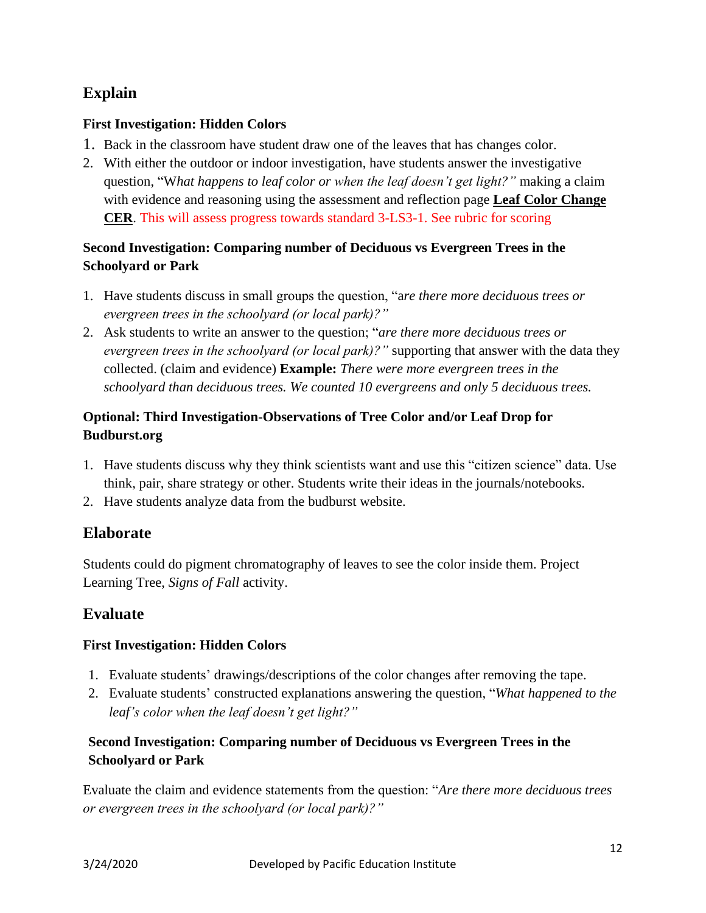## Explain

### First Investigation: Hidden Colors

1. Back in the classroom have student draw one of the leaves that has changes color.
2. With either the outdoor or indoor investigation, have students answer the investigative question, "W*hat happens to leaf color or when the leaf doesn't get light?"* making a claim with evidence and reasoning using the assessment and reflection page **Leaf Color Change CER**. This will assess progress towards standard 3-LS3-1. See rubric for scoring

### Second Investigation: Comparing number of Deciduous vs Evergreen Trees in the Schoolyard or Park

1. Have students discuss in small groups the question, "a*re there more deciduous trees or evergreen trees in the schoolyard (or local park)?"*
2. Ask students to write an answer to the question; "*are there more deciduous trees or evergreen trees in the schoolyard (or local park)?"* supporting that answer with the data they collected. (claim and evidence) **Example:** *There were more evergreen trees in the schoolyard than deciduous trees. We counted 10 evergreens and only 5 deciduous trees.*

### Optional: Third Investigation-Observations of Tree Color and/or Leaf Drop for Budburst.org

1. Have students discuss why they think scientists want and use this "citizen science" data. Use think, pair, share strategy or other. Students write their ideas in the journals/notebooks.
2. Have students analyze data from the budburst website.

## Elaborate

Students could do pigment chromatography of leaves to see the color inside them. Project Learning Tree, *Signs of Fall* activity.

## Evaluate

### First Investigation: Hidden Colors

1. Evaluate students' drawings/descriptions of the color changes after removing the tape.
2. Evaluate students' constructed explanations answering the question, "*What happened to the leaf's color when the leaf doesn't get light?"*

### Second Investigation: Comparing number of Deciduous vs Evergreen Trees in the Schoolyard or Park

Evaluate the claim and evidence statements from the question: "*Are there more deciduous trees or evergreen trees in the schoolyard (or local park)?"*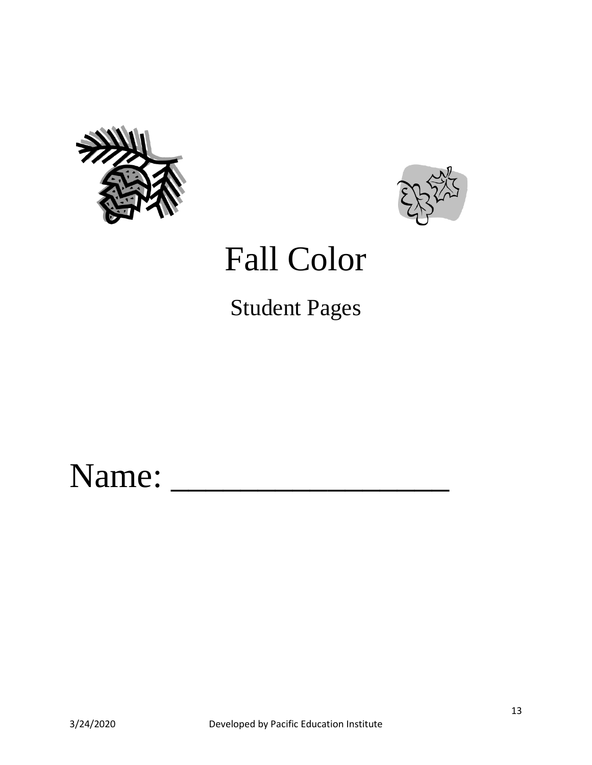# Fall Color

## Student Pages

Name: _________________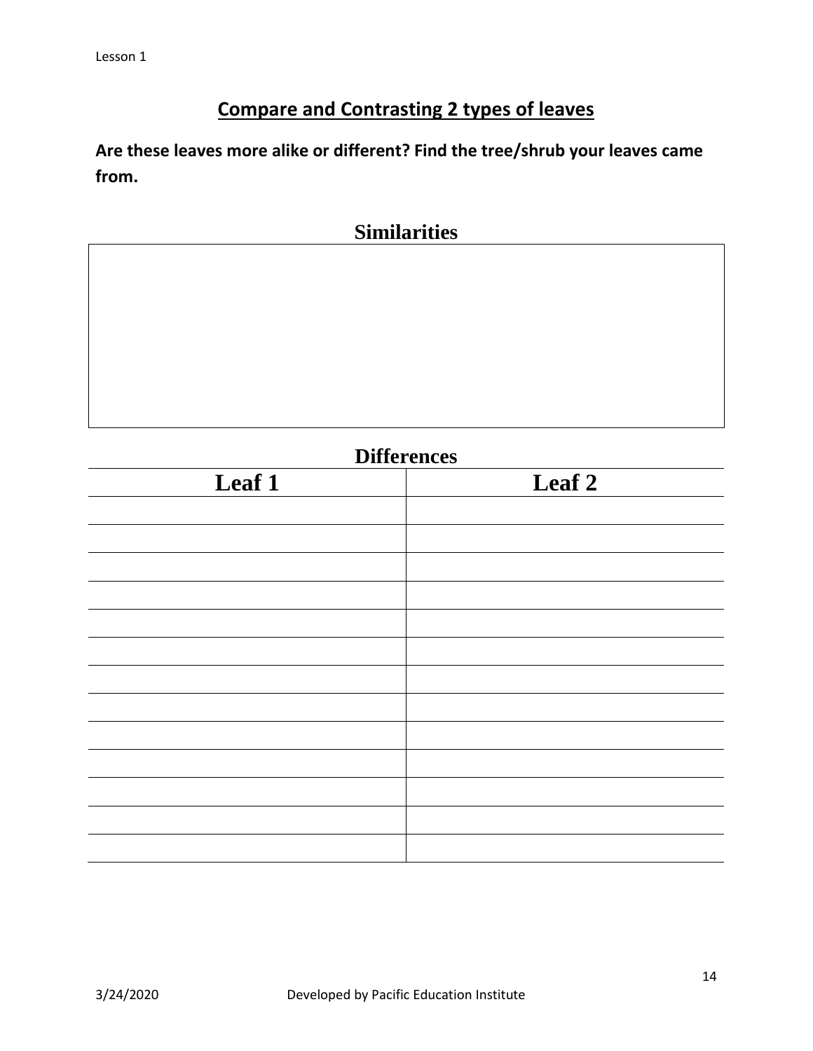## Compare and Contrasting 2 types of leaves

**Are these leaves more alike or different? Find the tree/shrub your leaves came from.**

### Similarities

| |
|---|
| |

### Differences

| Leaf 1 | Leaf 2 |
|---|---|
| | |
| | |
| | |
| | |
| | |
| | |
| | |
| | |
| | |
| | |
| | |
| | |
| | |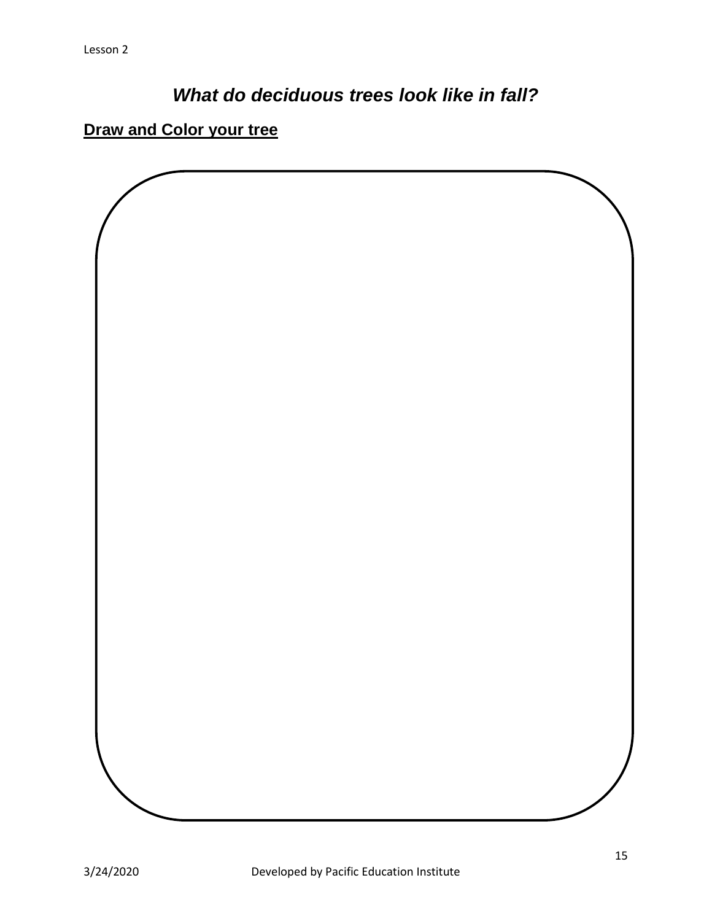# *What do deciduous trees look like in fall?*

**Draw and Color your tree**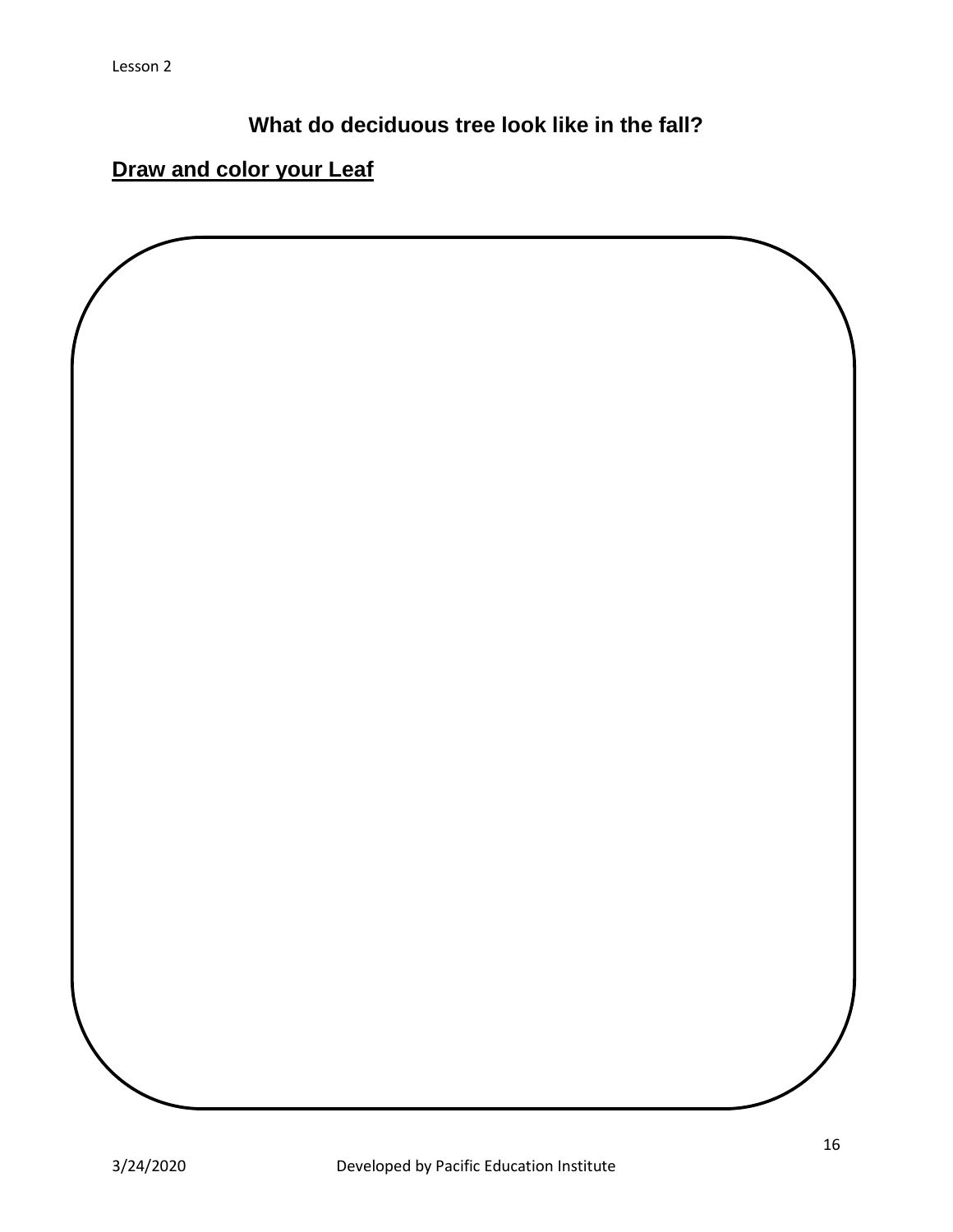## What do deciduous tree look like in the fall?

**Draw and color your Leaf**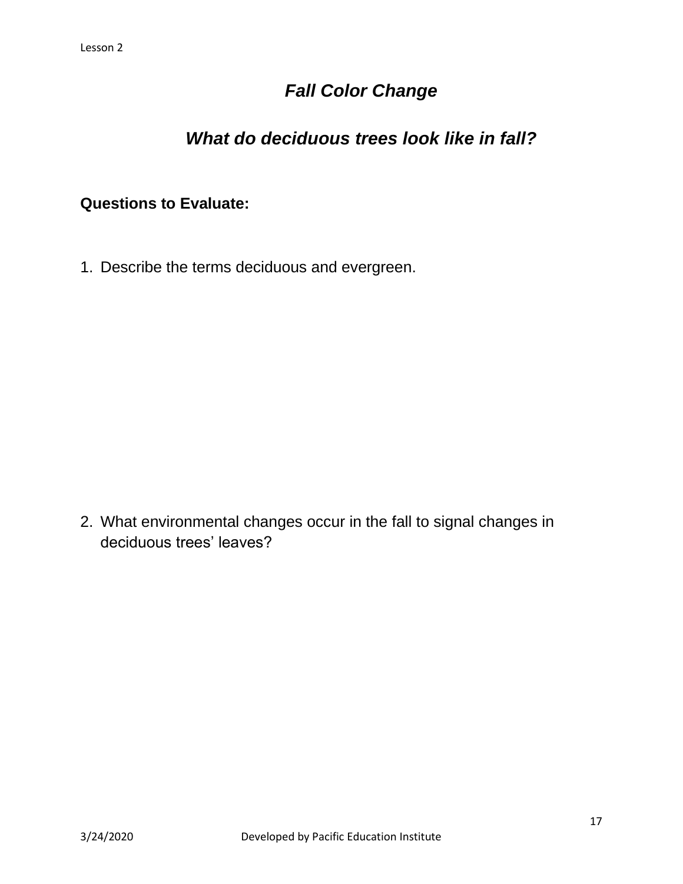## *Fall Color Change*

## *What do deciduous trees look like in fall?*

**Questions to Evaluate:**

1. Describe the terms deciduous and evergreen.

2. What environmental changes occur in the fall to signal changes in deciduous trees' leaves?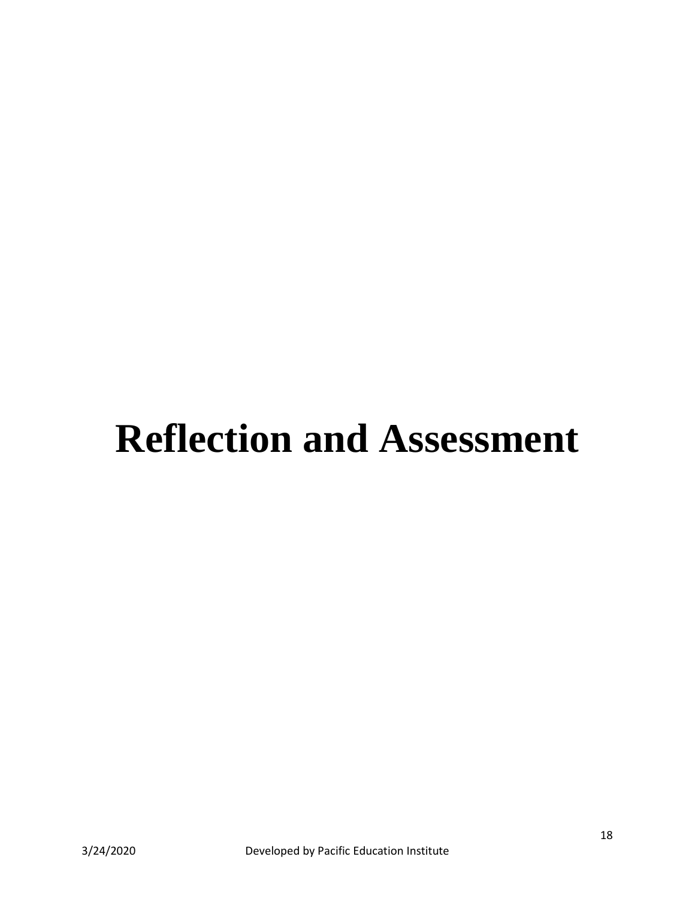# Reflection and Assessment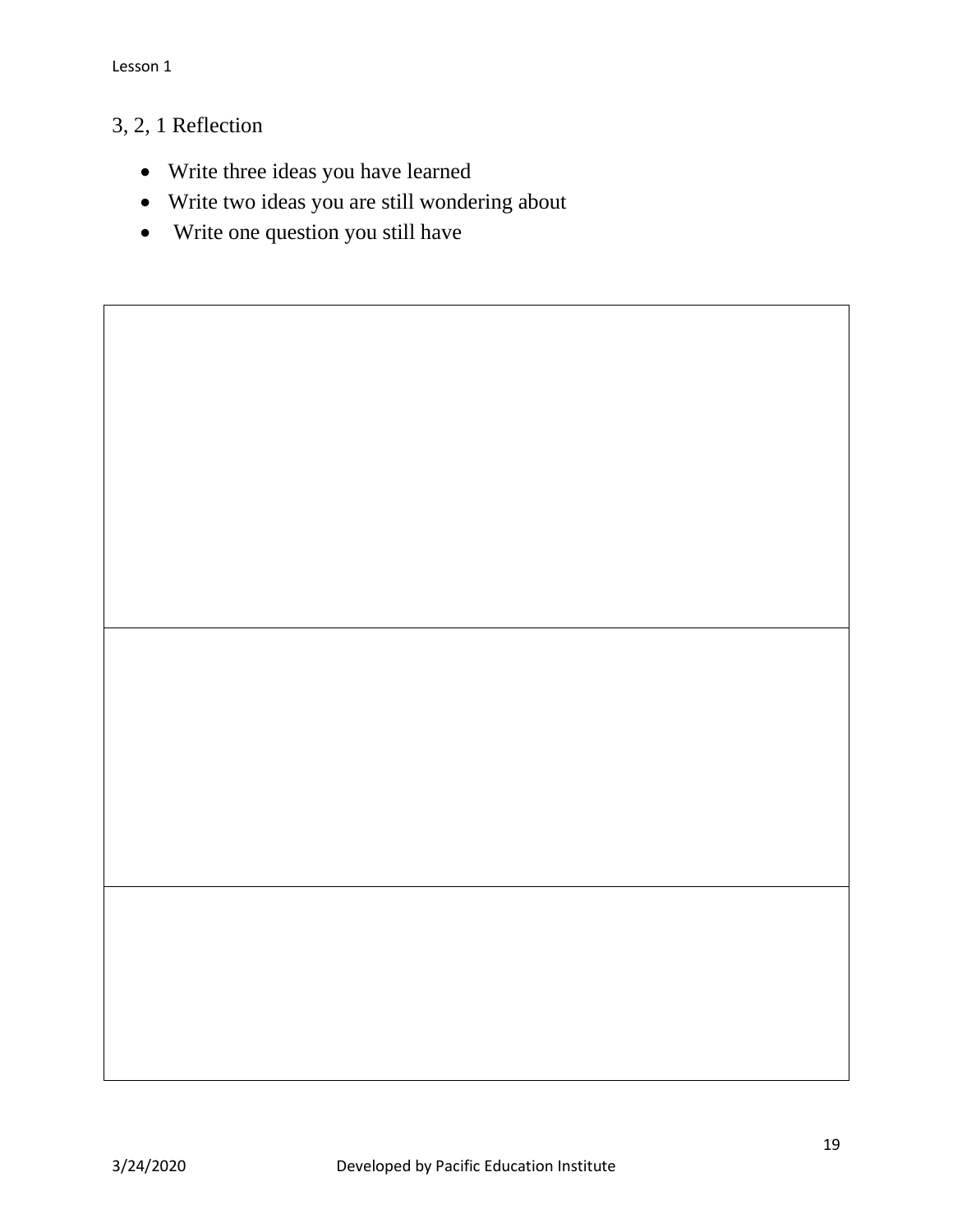## 3, 2, 1 Reflection

- Write three ideas you have learned
- Write two ideas you are still wondering about
- Write one question you still have

| |
|---|
| |
| |
| |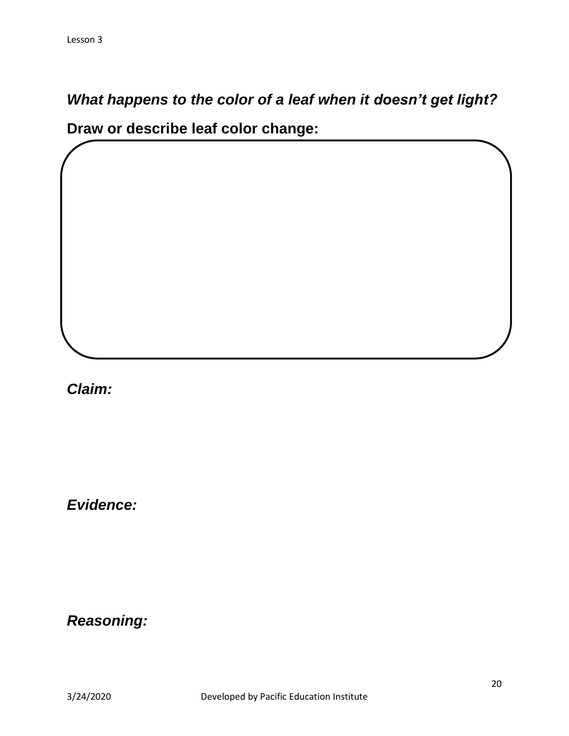***What happens to the color of a leaf when it doesn't get light?***

**Draw or describe leaf color change:**

***Claim:***

***Evidence:***

***Reasoning:***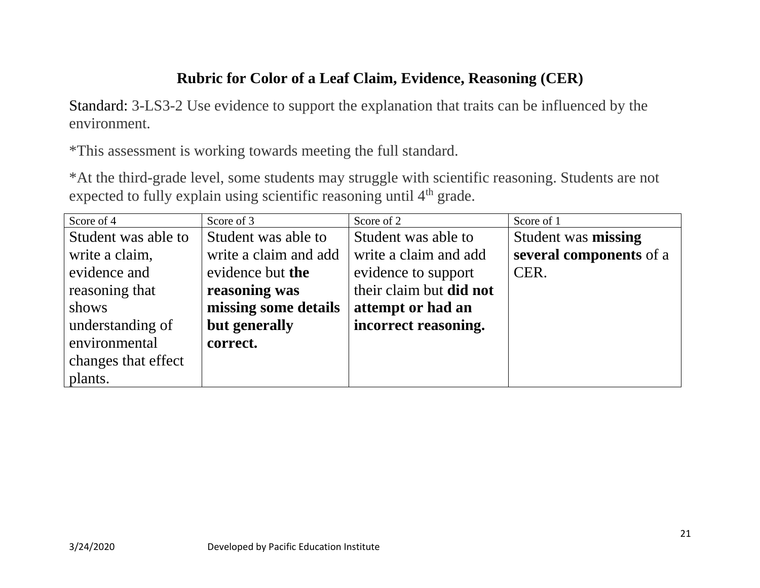## Rubric for Color of a Leaf Claim, Evidence, Reasoning (CER)

Standard: 3-LS3-2 Use evidence to support the explanation that traits can be influenced by the environment.

*This assessment is working towards meeting the full standard.

*At the third-grade level, some students may struggle with scientific reasoning. Students are not expected to fully explain using scientific reasoning until 4th grade.

| Score of 4 | Score of 3 | Score of 2 | Score of 1 |
|---|---|---|---|
| Student was able to write a claim, evidence and reasoning that shows understanding of environmental changes that effect plants. | Student was able to write a claim and add evidence but **the reasoning was missing some details but generally correct.** | Student was able to write a claim and add evidence to support their claim but **did not attempt or had an incorrect reasoning.** | Student was **missing several components** of a CER. |

3/24/2020 Developed by Pacific Education Institute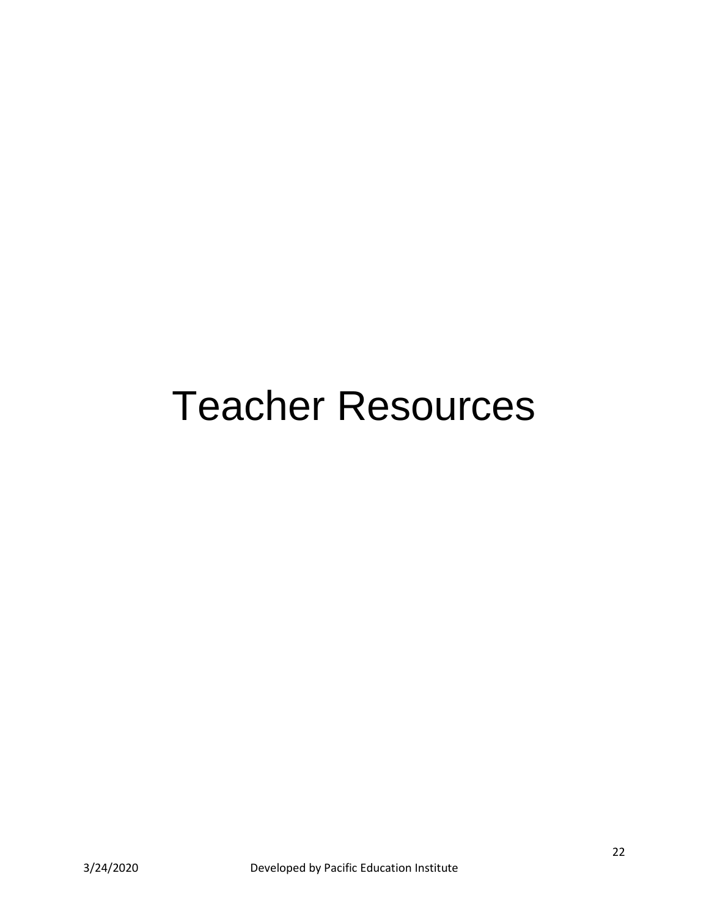# Teacher Resources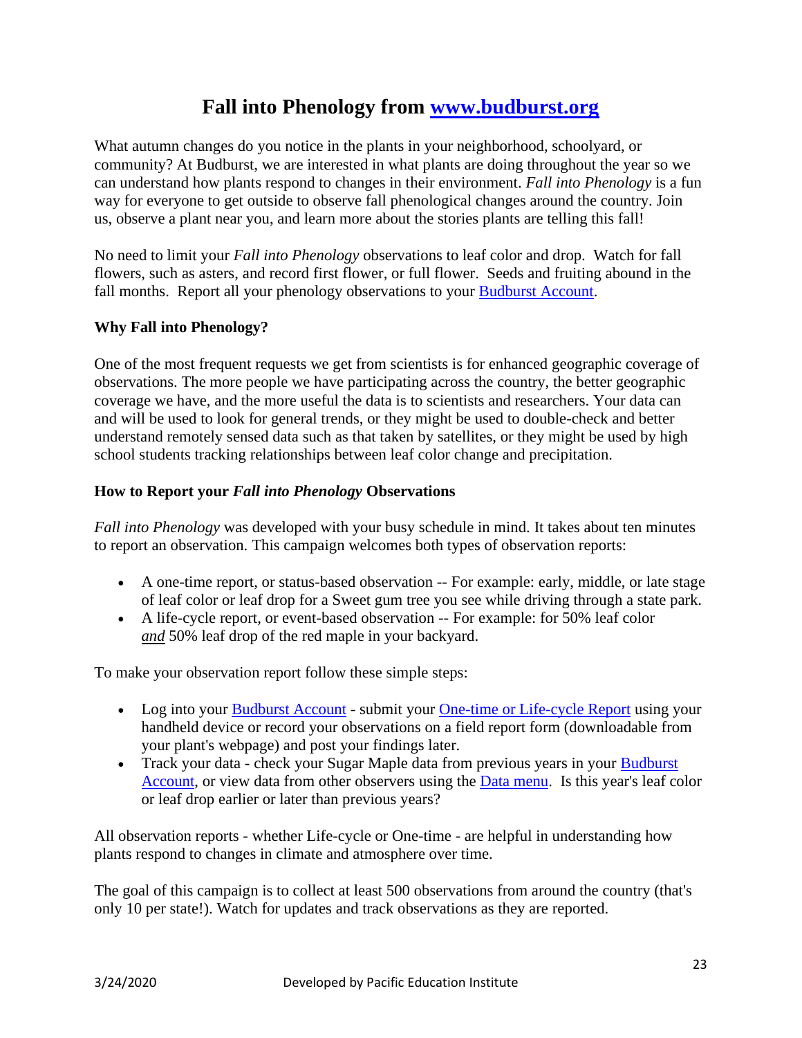# Fall into Phenology from [www.budburst.org](www.budburst.org)

What autumn changes do you notice in the plants in your neighborhood, schoolyard, or community? At Budburst, we are interested in what plants are doing throughout the year so we can understand how plants respond to changes in their environment. *Fall into Phenology* is a fun way for everyone to get outside to observe fall phenological changes around the country. Join us, observe a plant near you, and learn more about the stories plants are telling this fall!

No need to limit your *Fall into Phenology* observations to leaf color and drop. Watch for fall flowers, such as asters, and record first flower, or full flower. Seeds and fruiting abound in the fall months. Report all your phenology observations to your Budburst Account.

**Why Fall into Phenology?**

One of the most frequent requests we get from scientists is for enhanced geographic coverage of observations. The more people we have participating across the country, the better geographic coverage we have, and the more useful the data is to scientists and researchers. Your data can and will be used to look for general trends, or they might be used to double-check and better understand remotely sensed data such as that taken by satellites, or they might be used by high school students tracking relationships between leaf color change and precipitation.

**How to Report your *Fall into Phenology* Observations**

*Fall into Phenology* was developed with your busy schedule in mind. It takes about ten minutes to report an observation. This campaign welcomes both types of observation reports:

- A one-time report, or status-based observation -- For example: early, middle, or late stage of leaf color or leaf drop for a Sweet gum tree you see while driving through a state park.
- A life-cycle report, or event-based observation -- For example: for 50% leaf color ***and*** 50% leaf drop of the red maple in your backyard.

To make your observation report follow these simple steps:

- Log into your Budburst Account - submit your One-time or Life-cycle Report using your handheld device or record your observations on a field report form (downloadable from your plant's webpage) and post your findings later.
- Track your data - check your Sugar Maple data from previous years in your Budburst Account, or view data from other observers using the Data menu. Is this year's leaf color or leaf drop earlier or later than previous years?

All observation reports - whether Life-cycle or One-time - are helpful in understanding how plants respond to changes in climate and atmosphere over time.

The goal of this campaign is to collect at least 500 observations from around the country (that's only 10 per state!). Watch for updates and track observations as they are reported.